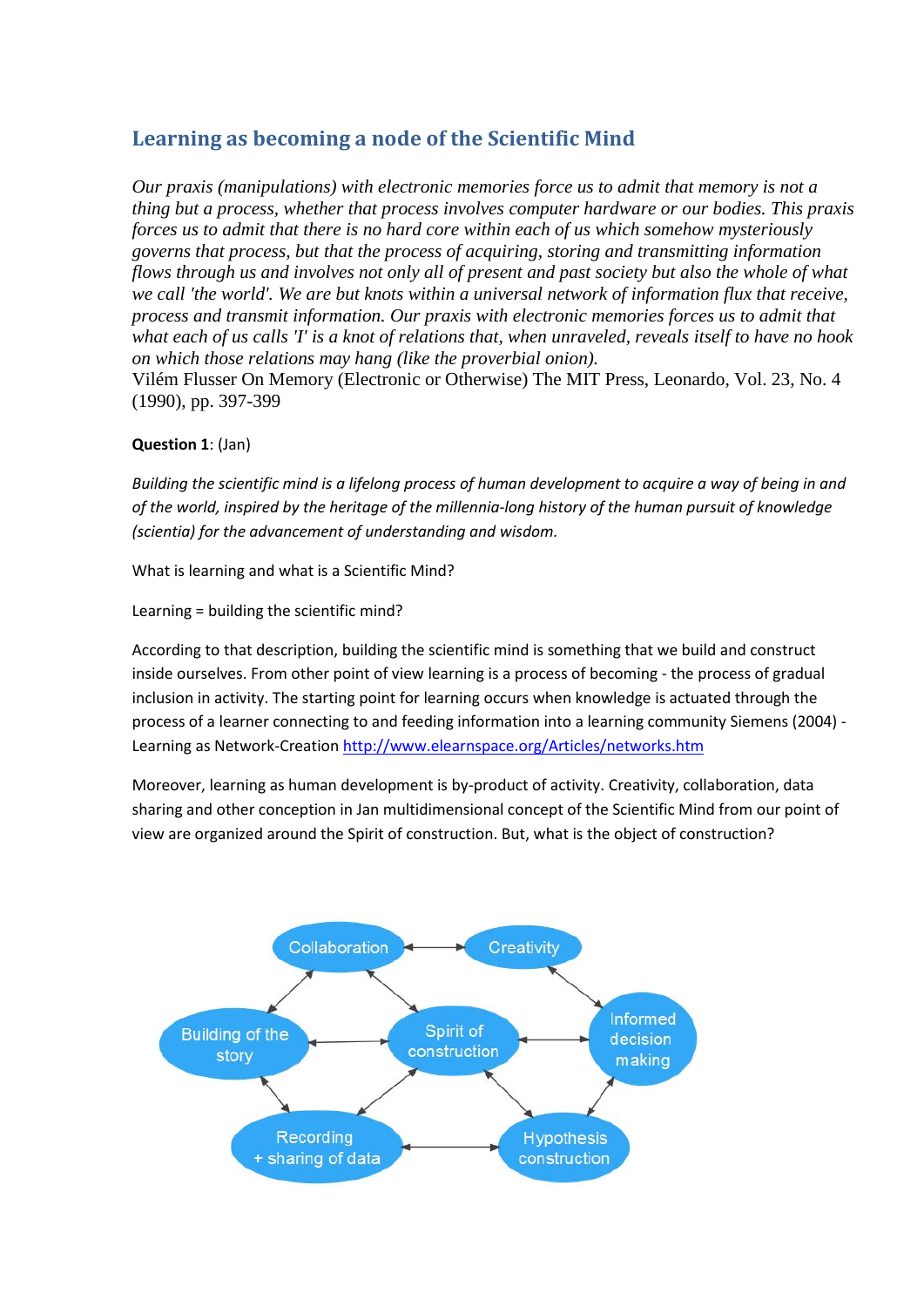## Learning as becoming a node of the Scientific Mind

*Our praxis (manipulations) with electronic memories force us to admit that memory is not a thing but a process, whether that process involves computer hardware or our bodies. This praxis forces us to admit that there is no hard core within each of us which somehow mysteriously governs that process, but that the process of acquiring, storing and transmitting information flows through us and involves not only all of present and past society but also the whole of what we call 'the world'. We are but knots within a universal network of information flux that receive, process and transmit information. Our praxis with electronic memories forces us to admit that what each of us calls 'I' is a knot of relations that, when unraveled, reveals itself to have no hook on which those relations may hang (like the proverbial onion).*
Vilém Flusser On Memory (Electronic or Otherwise) The MIT Press, Leonardo, Vol. 23, No. 4 (1990), pp. 397-399

**Question 1**: (Jan)

*Building the scientific mind is a lifelong process of human development to acquire a way of being in and of the world, inspired by the heritage of the millennia-long history of the human pursuit of knowledge (scientia) for the advancement of understanding and wisdom.*

What is learning and what is a Scientific Mind?

Learning = building the scientific mind?

According to that description, building the scientific mind is something that we build and construct inside ourselves. From other point of view learning is a process of becoming - the process of gradual inclusion in activity. The starting point for learning occurs when knowledge is actuated through the process of a learner connecting to and feeding information into a learning community Siemens (2004) - Learning as Network-Creation http://www.elearnspace.org/Articles/networks.htm

Moreover, learning as human development is by-product of activity. Creativity, collaboration, data sharing and other conception in Jan multidimensional concept of the Scientific Mind from our point of view are organized around the Spirit of construction. But, what is the object of construction?

Collaboration ↔ Creativity
Building of the story ↔ Spirit of construction ↔ Informed decision making
Recording + sharing of data ↔ Hypothesis construction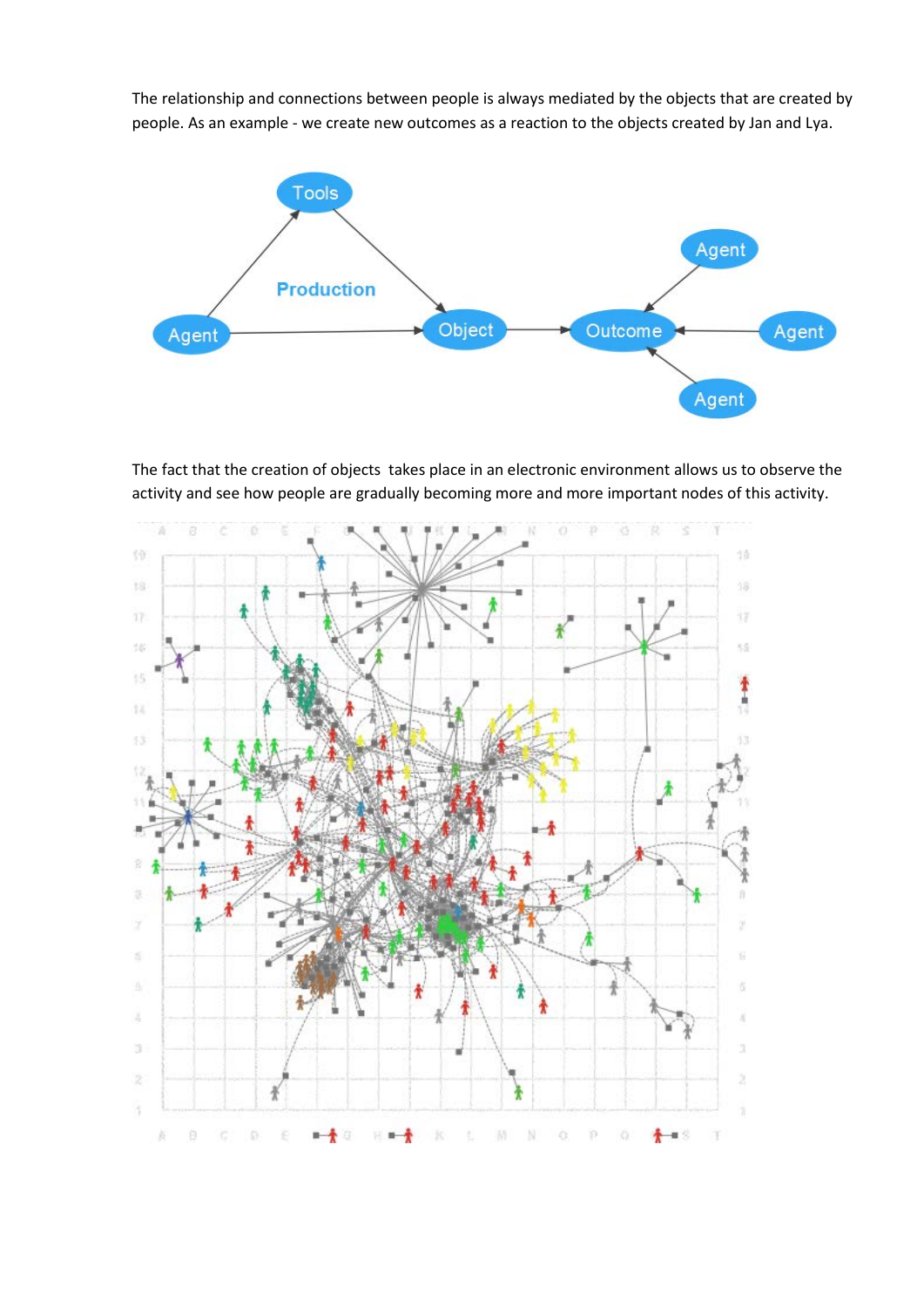The relationship and connections between people is always mediated by the objects that are created by people. As an example - we create new outcomes as a reaction to the objects created by Jan and Lya.

The fact that the creation of objects takes place in an electronic environment allows us to observe the activity and see how people are gradually becoming more and more important nodes of this activity.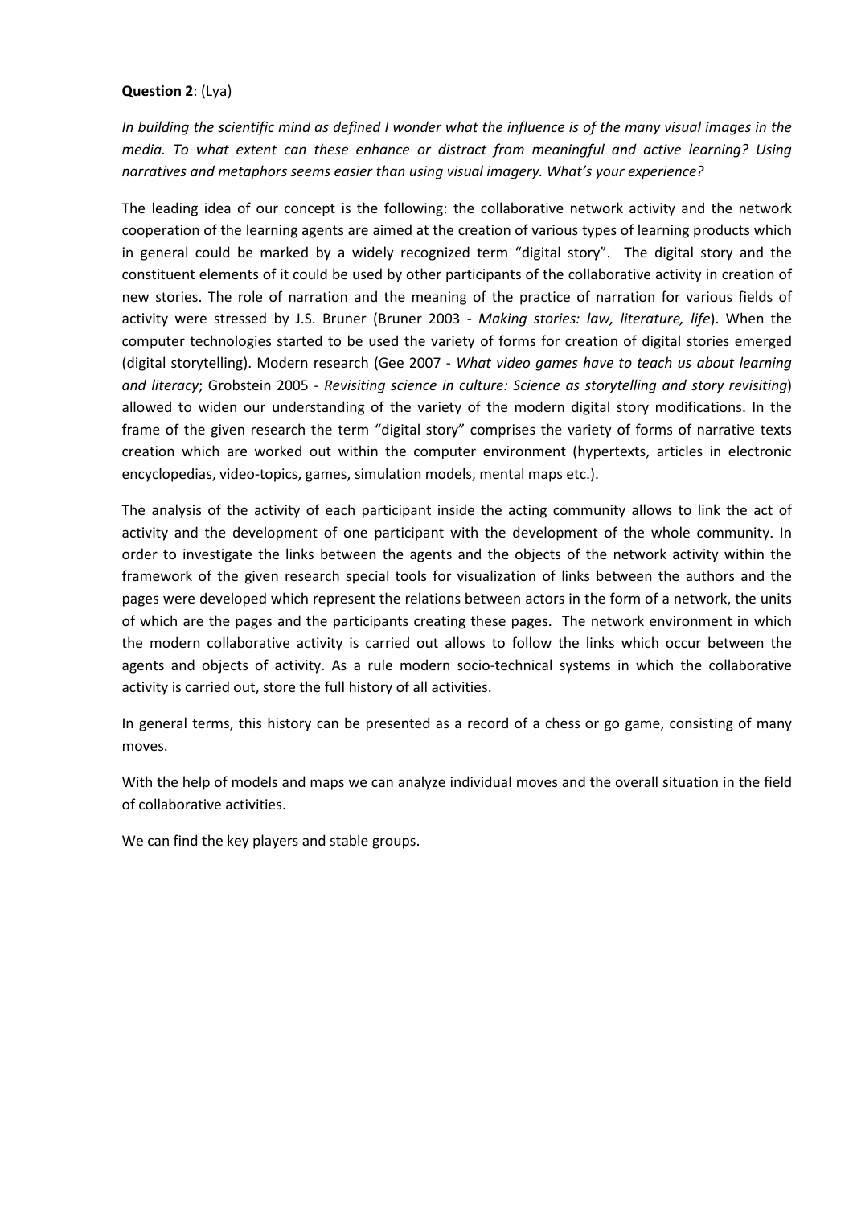**Question 2**: (Lya)

*In building the scientific mind as defined I wonder what the influence is of the many visual images in the media. To what extent can these enhance or distract from meaningful and active learning? Using narratives and metaphors seems easier than using visual imagery. What's your experience?*

The leading idea of our concept is the following: the collaborative network activity and the network cooperation of the learning agents are aimed at the creation of various types of learning products which in general could be marked by a widely recognized term "digital story". The digital story and the constituent elements of it could be used by other participants of the collaborative activity in creation of new stories. The role of narration and the meaning of the practice of narration for various fields of activity were stressed by J.S. Bruner (Bruner 2003 - *Making stories: law, literature, life*). When the computer technologies started to be used the variety of forms for creation of digital stories emerged (digital storytelling). Modern research (Gee 2007 - *What video games have to teach us about learning and literacy*; Grobstein 2005 - *Revisiting science in culture: Science as storytelling and story revisiting*) allowed to widen our understanding of the variety of the modern digital story modifications. In the frame of the given research the term "digital story" comprises the variety of forms of narrative texts creation which are worked out within the computer environment (hypertexts, articles in electronic encyclopedias, video-topics, games, simulation models, mental maps etc.).

The analysis of the activity of each participant inside the acting community allows to link the act of activity and the development of one participant with the development of the whole community. In order to investigate the links between the agents and the objects of the network activity within the framework of the given research special tools for visualization of links between the authors and the pages were developed which represent the relations between actors in the form of a network, the units of which are the pages and the participants creating these pages. The network environment in which the modern collaborative activity is carried out allows to follow the links which occur between the agents and objects of activity. As a rule modern socio-technical systems in which the collaborative activity is carried out, store the full history of all activities.

In general terms, this history can be presented as a record of a chess or go game, consisting of many moves.

With the help of models and maps we can analyze individual moves and the overall situation in the field of collaborative activities.

We can find the key players and stable groups.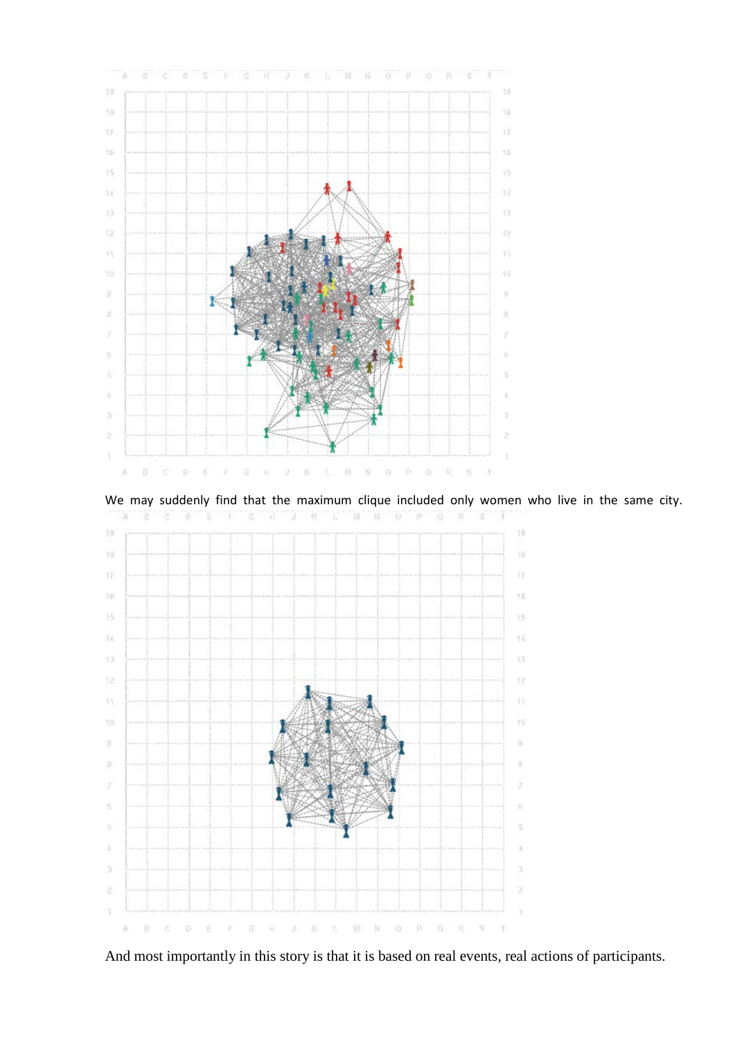We may suddenly find that the maximum clique included only women who live in the same city.

And most importantly in this story is that it is based on real events, real actions of participants.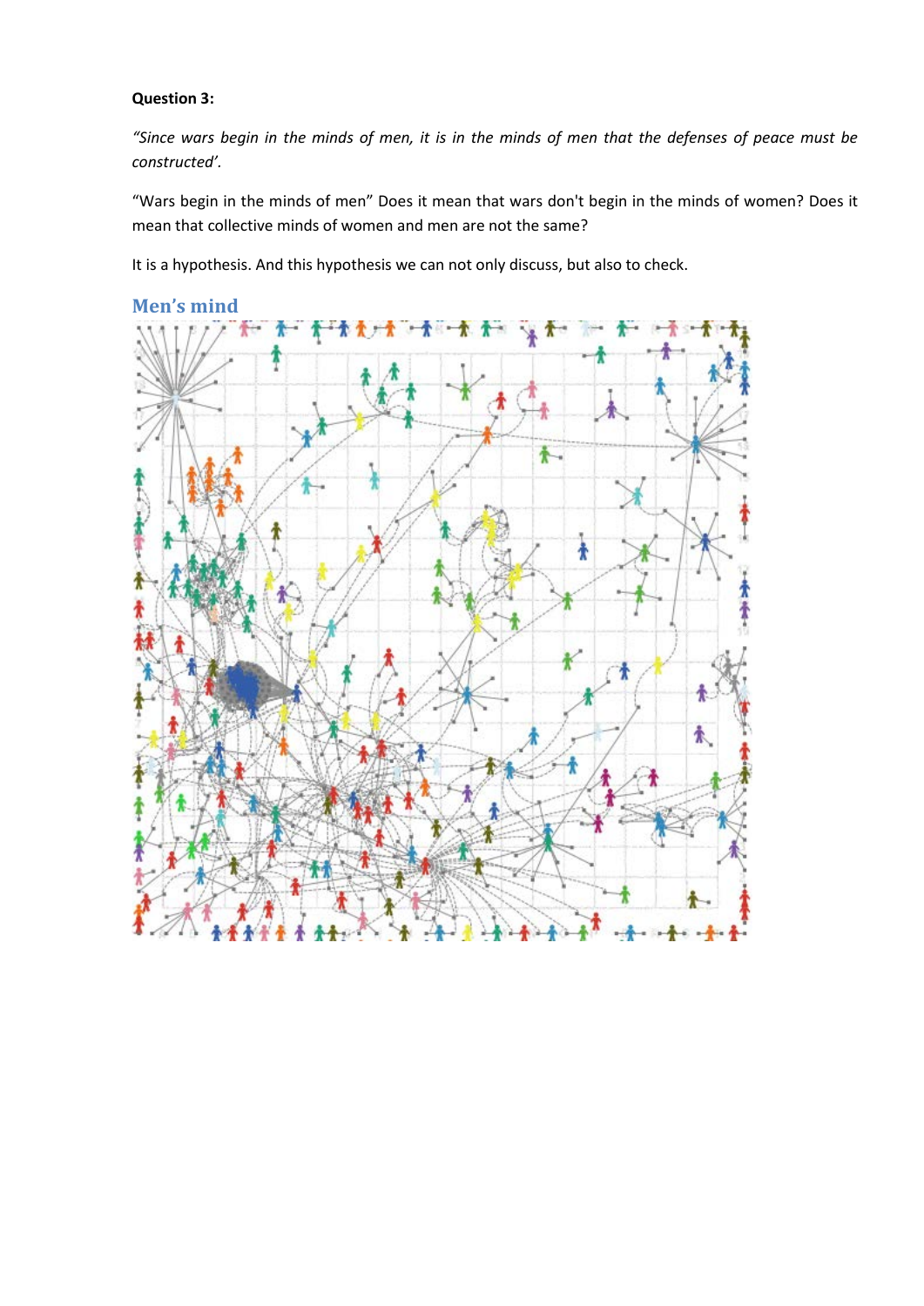**Question 3:**

*"Since wars begin in the minds of men, it is in the minds of men that the defenses of peace must be constructed'.*

"Wars begin in the minds of men" Does it mean that wars don't begin in the minds of women? Does it mean that collective minds of women and men are not the same?

It is a hypothesis. And this hypothesis we can not only discuss, but also to check.

## Men's mind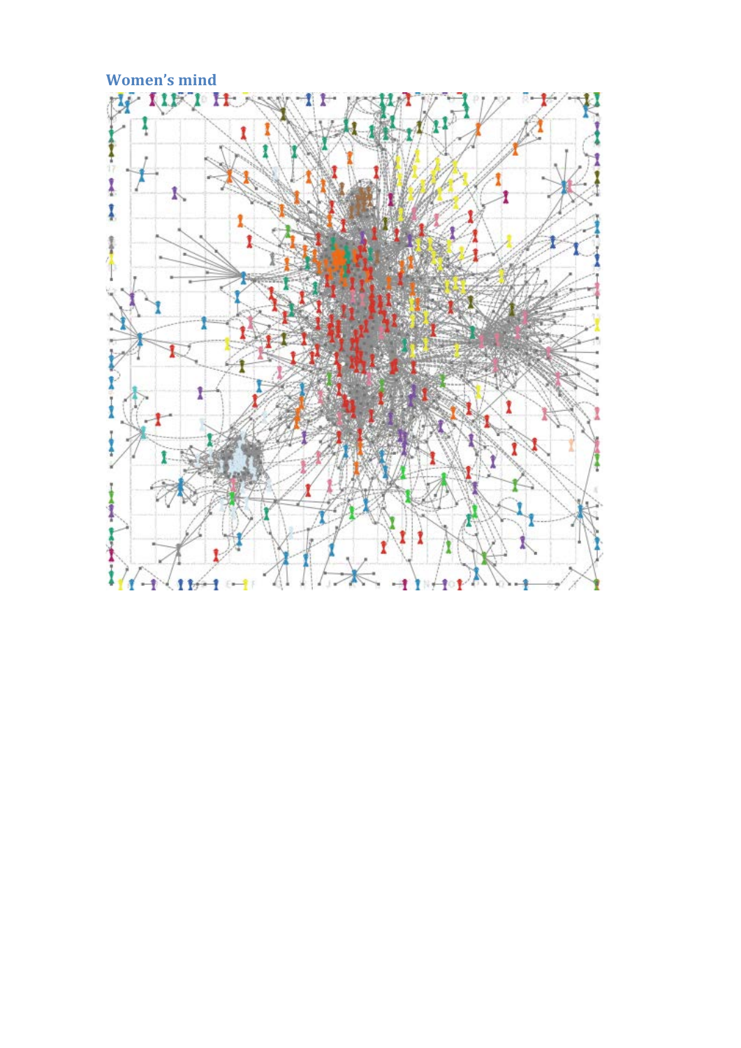### Women’s mind